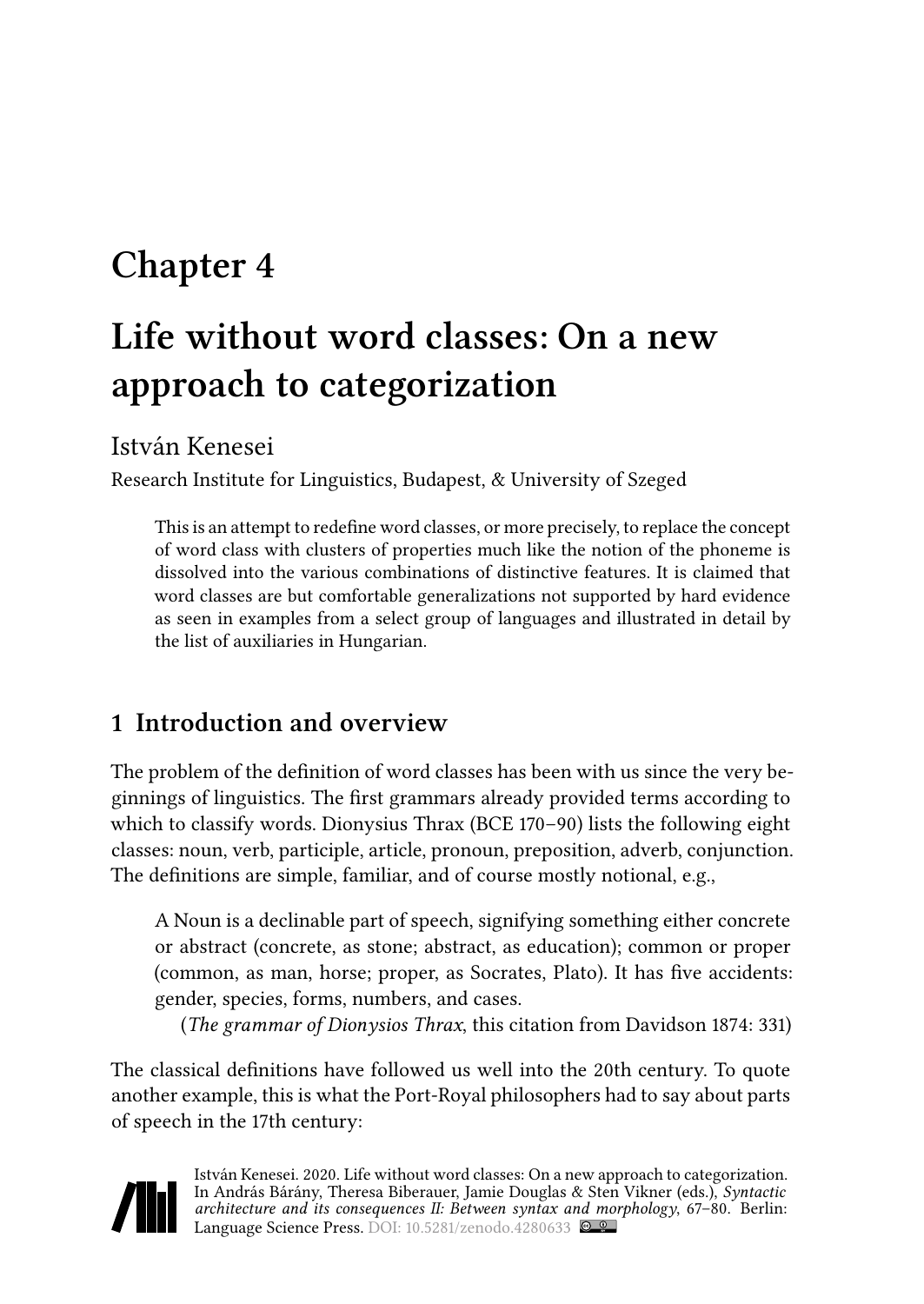# Chapter 4

# Life without word classes: On a new approach to categorization

István Kenesei

Research Institute for Linguistics, Budapest, & University of Szeged

> This is an attempt to redefine word classes, or more precisely, to replace the concept of word class with clusters of properties much like the notion of the phoneme is dissolved into the various combinations of distinctive features. It is claimed that word classes are but comfortable generalizations not supported by hard evidence as seen in examples from a select group of languages and illustrated in detail by the list of auxiliaries in Hungarian.

## 1 Introduction and overview

The problem of the definition of word classes has been with us since the very beginnings of linguistics. The first grammars already provided terms according to which to classify words. Dionysius Thrax (BCE 170–90) lists the following eight classes: noun, verb, participle, article, pronoun, preposition, adverb, conjunction. The definitions are simple, familiar, and of course mostly notional, e.g.,

> A Noun is a declinable part of speech, signifying something either concrete or abstract (concrete, as stone; abstract, as education); common or proper (common, as man, horse; proper, as Socrates, Plato). It has five accidents: gender, species, forms, numbers, and cases.
>
> (*The grammar of Dionysios Thrax*, this citation from Davidson 1874: 331)

The classical definitions have followed us well into the 20th century. To quote another example, this is what the Port-Royal philosophers had to say about parts of speech in the 17th century:

István Kenesei. 2020. Life without word classes: On a new approach to categorization. In András Bárány, Theresa Biberauer, Jamie Douglas & Sten Vikner (eds.), *Syntactic architecture and its consequences II: Between syntax and morphology*, 67–80. Berlin: Language Science Press. DOI: 10.5281/zenodo.4280633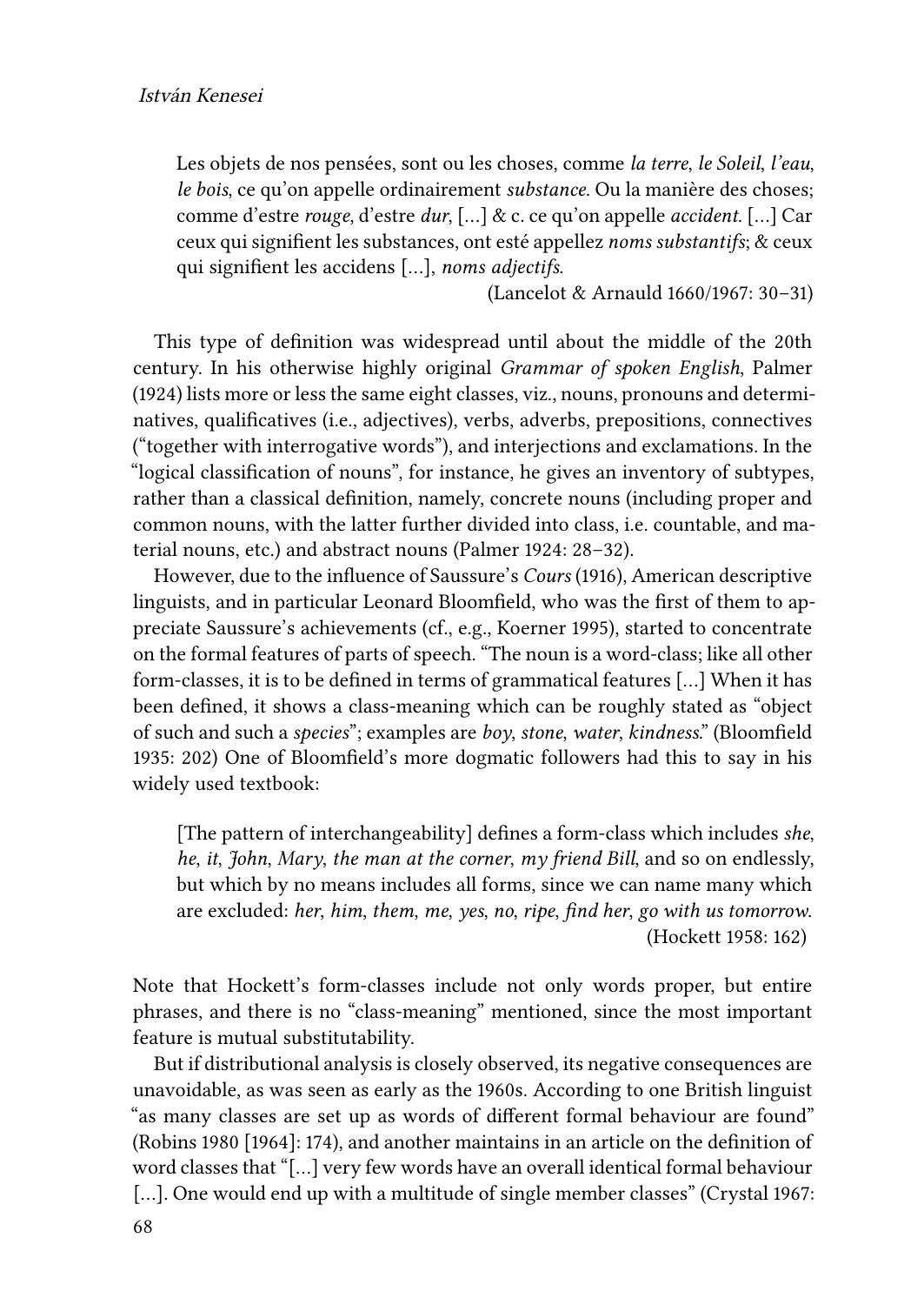> Les objets de nos pensées, sont ou les choses, comme *la terre*, *le Soleil*, *l'eau*, *le bois*, ce qu'on appelle ordinairement *substance*. Ou la manière des choses; comme d'estre *rouge*, d'estre *dur*, […] & c. ce qu'on appelle *accident*. […] Car ceux qui signifient les substances, ont esté appellez *noms substantifs*; & ceux qui signifient les accidens […], *noms adjectifs*.
>
> (Lancelot & Arnauld 1660/1967: 30–31)

This type of definition was widespread until about the middle of the 20th century. In his otherwise highly original *Grammar of spoken English*, Palmer (1924) lists more or less the same eight classes, viz., nouns, pronouns and determinatives, qualificatives (i.e., adjectives), verbs, adverbs, prepositions, connectives ("together with interrogative words"), and interjections and exclamations. In the "logical classification of nouns", for instance, he gives an inventory of subtypes, rather than a classical definition, namely, concrete nouns (including proper and common nouns, with the latter further divided into class, i.e. countable, and material nouns, etc.) and abstract nouns (Palmer 1924: 28–32).

However, due to the influence of Saussure's *Cours* (1916), American descriptive linguists, and in particular Leonard Bloomfield, who was the first of them to appreciate Saussure's achievements (cf., e.g., Koerner 1995), started to concentrate on the formal features of parts of speech. "The noun is a word-class; like all other form-classes, it is to be defined in terms of grammatical features […] When it has been defined, it shows a class-meaning which can be roughly stated as "object of such and such a *species*"; examples are *boy*, *stone*, *water*, *kindness*." (Bloomfield 1935: 202) One of Bloomfield's more dogmatic followers had this to say in his widely used textbook:

> [The pattern of interchangeability] defines a form-class which includes *she*, *he*, *it*, *John*, *Mary*, *the man at the corner*, *my friend Bill*, and so on endlessly, but which by no means includes all forms, since we can name many which are excluded: *her*, *him*, *them*, *me*, *yes*, *no*, *ripe*, *find her*, *go with us tomorrow*.
>
> (Hockett 1958: 162)

Note that Hockett's form-classes include not only words proper, but entire phrases, and there is no "class-meaning" mentioned, since the most important feature is mutual substitutability.

But if distributional analysis is closely observed, its negative consequences are unavoidable, as was seen as early as the 1960s. According to one British linguist "as many classes are set up as words of different formal behaviour are found" (Robins 1980 [1964]: 174), and another maintains in an article on the definition of word classes that "[…] very few words have an overall identical formal behaviour […]. One would end up with a multitude of single member classes" (Crystal 1967: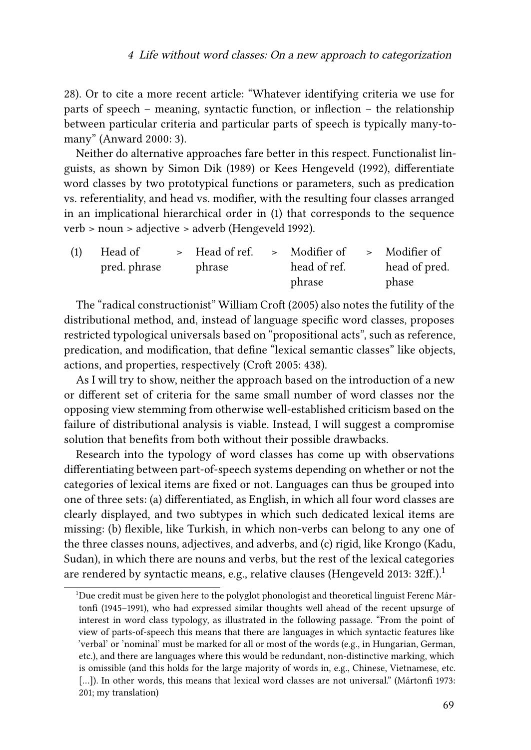28). Or to cite a more recent article: "Whatever identifying criteria we use for parts of speech – meaning, syntactic function, or inflection – the relationship between particular criteria and particular parts of speech is typically many-to-many" (Anward 2000: 3).

Neither do alternative approaches fare better in this respect. Functionalist linguists, as shown by Simon Dik (1989) or Kees Hengeveld (1992), differentiate word classes by two prototypical functions or parameters, such as predication vs. referentiality, and head vs. modifier, with the resulting four classes arranged in an implicational hierarchical order in (1) that corresponds to the sequence verb > noun > adjective > adverb (Hengeveld 1992).

| (1) | Head of pred. phrase | > | Head of ref. phrase | > | Modifier of head of ref. phrase | > | Modifier of head of pred. phase |
|---|---|---|---|---|---|---|---|

The "radical constructionist" William Croft (2005) also notes the futility of the distributional method, and, instead of language specific word classes, proposes restricted typological universals based on "propositional acts", such as reference, predication, and modification, that define "lexical semantic classes" like objects, actions, and properties, respectively (Croft 2005: 438).

As I will try to show, neither the approach based on the introduction of a new or different set of criteria for the same small number of word classes nor the opposing view stemming from otherwise well-established criticism based on the failure of distributional analysis is viable. Instead, I will suggest a compromise solution that benefits from both without their possible drawbacks.

Research into the typology of word classes has come up with observations differentiating between part-of-speech systems depending on whether or not the categories of lexical items are fixed or not. Languages can thus be grouped into one of three sets: (a) differentiated, as English, in which all four word classes are clearly displayed, and two subtypes in which such dedicated lexical items are missing: (b) flexible, like Turkish, in which non-verbs can belong to any one of the three classes nouns, adjectives, and adverbs, and (c) rigid, like Krongo (Kadu, Sudan), in which there are nouns and verbs, but the rest of the lexical categories are rendered by syntactic means, e.g., relative clauses (Hengeveld 2013: 32ff.).[1]

[1]Due credit must be given here to the polyglot phonologist and theoretical linguist Ferenc Mártonfi (1945–1991), who had expressed similar thoughts well ahead of the recent upsurge of interest in word class typology, as illustrated in the following passage. "From the point of view of parts-of-speech this means that there are languages in which syntactic features like 'verbal' or 'nominal' must be marked for all or most of the words (e.g., in Hungarian, German, etc.), and there are languages where this would be redundant, non-distinctive marking, which is omissible (and this holds for the large majority of words in, e.g., Chinese, Vietnamese, etc. […]). In other words, this means that lexical word classes are not universal." (Mártonfi 1973: 201; my translation)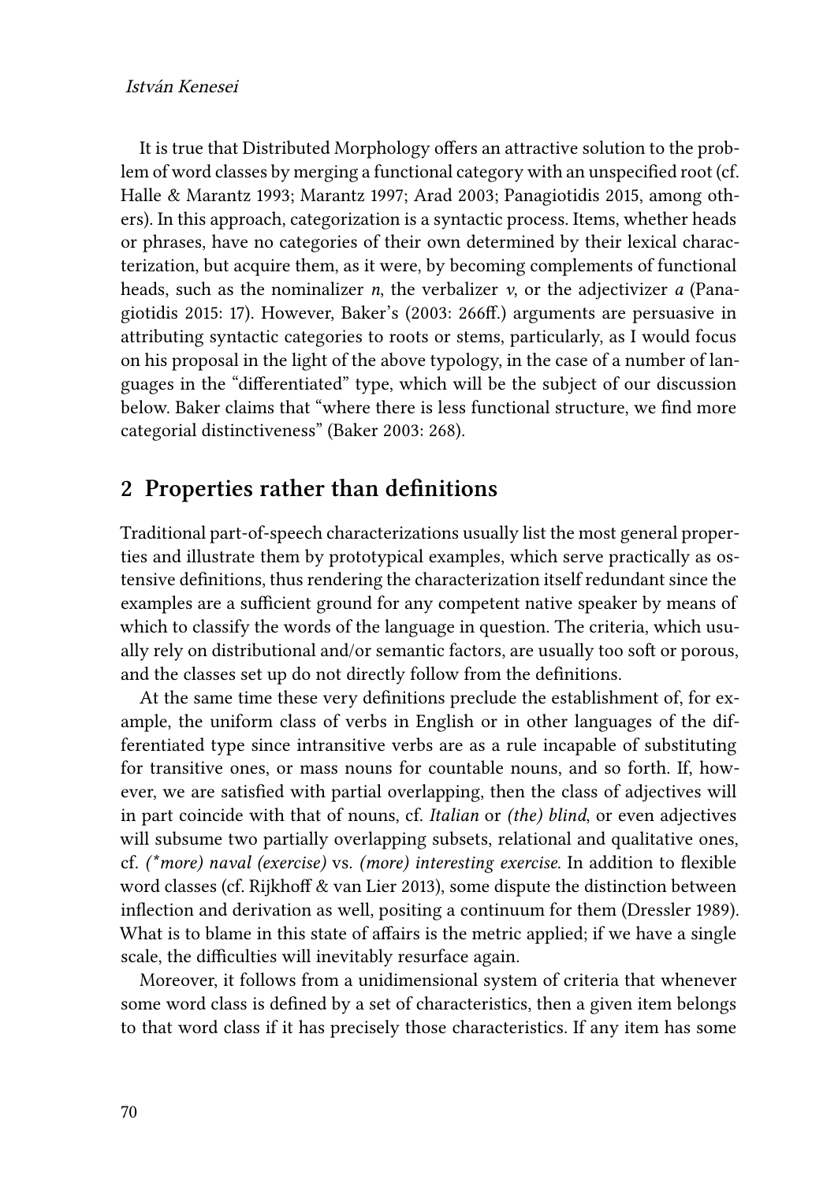It is true that Distributed Morphology offers an attractive solution to the problem of word classes by merging a functional category with an unspecified root (cf. Halle & Marantz 1993; Marantz 1997; Arad 2003; Panagiotidis 2015, among others). In this approach, categorization is a syntactic process. Items, whether heads or phrases, have no categories of their own determined by their lexical characterization, but acquire them, as it were, by becoming complements of functional heads, such as the nominalizer *n*, the verbalizer *v*, or the adjectivizer *a* (Panagiotidis 2015: 17). However, Baker's (2003: 266ff.) arguments are persuasive in attributing syntactic categories to roots or stems, particularly, as I would focus on his proposal in the light of the above typology, in the case of a number of languages in the "differentiated" type, which will be the subject of our discussion below. Baker claims that "where there is less functional structure, we find more categorial distinctiveness" (Baker 2003: 268).

## 2 Properties rather than definitions

Traditional part-of-speech characterizations usually list the most general properties and illustrate them by prototypical examples, which serve practically as ostensive definitions, thus rendering the characterization itself redundant since the examples are a sufficient ground for any competent native speaker by means of which to classify the words of the language in question. The criteria, which usually rely on distributional and/or semantic factors, are usually too soft or porous, and the classes set up do not directly follow from the definitions.

At the same time these very definitions preclude the establishment of, for example, the uniform class of verbs in English or in other languages of the differentiated type since intransitive verbs are as a rule incapable of substituting for transitive ones, or mass nouns for countable nouns, and so forth. If, however, we are satisfied with partial overlapping, then the class of adjectives will in part coincide with that of nouns, cf. *Italian* or *(the) blind*, or even adjectives will subsume two partially overlapping subsets, relational and qualitative ones, cf. *(\*more) naval (exercise)* vs. *(more) interesting exercise*. In addition to flexible word classes (cf. Rijkhoff & van Lier 2013), some dispute the distinction between inflection and derivation as well, positing a continuum for them (Dressler 1989). What is to blame in this state of affairs is the metric applied; if we have a single scale, the difficulties will inevitably resurface again.

Moreover, it follows from a unidimensional system of criteria that whenever some word class is defined by a set of characteristics, then a given item belongs to that word class if it has precisely those characteristics. If any item has some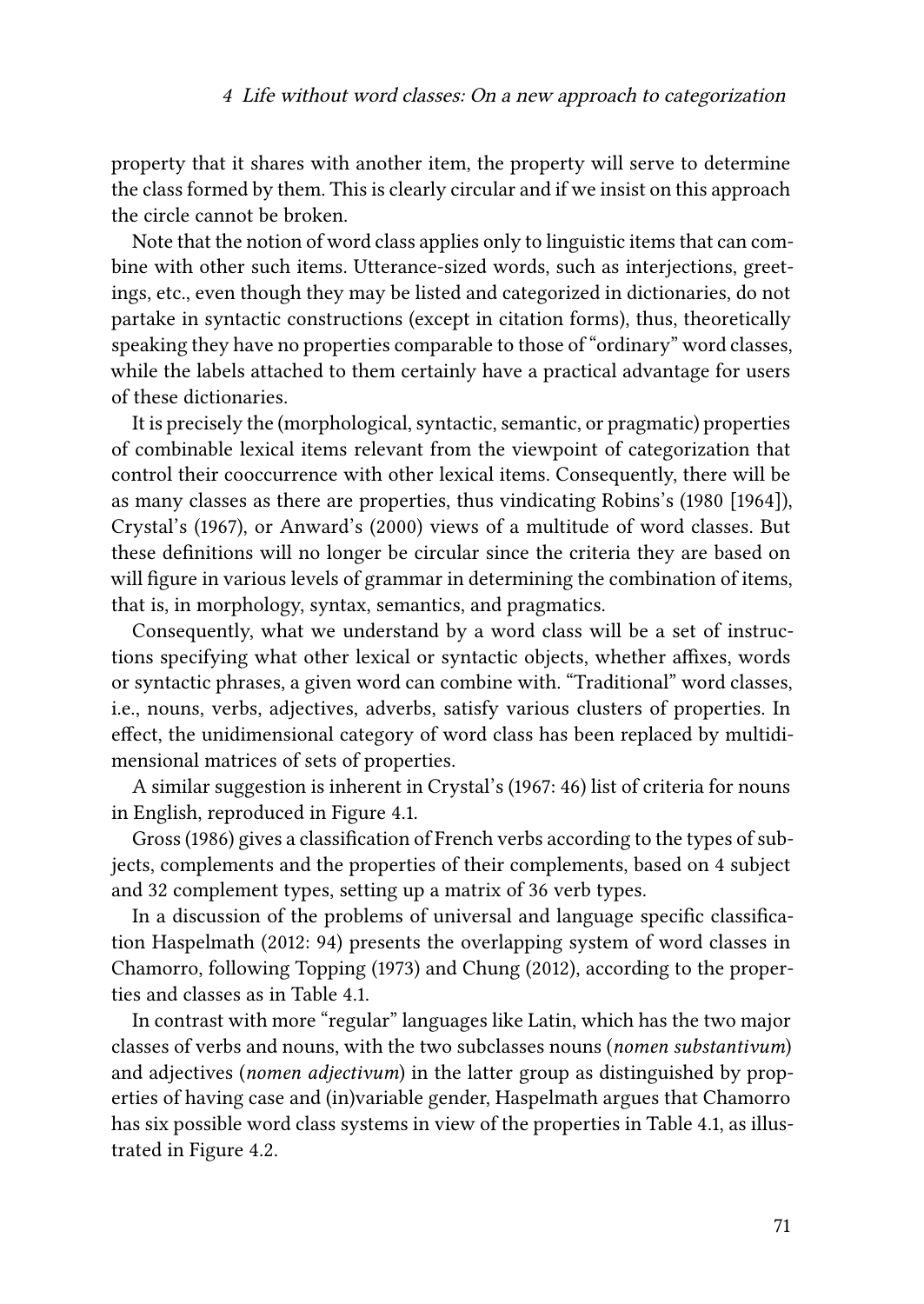property that it shares with another item, the property will serve to determine the class formed by them. This is clearly circular and if we insist on this approach the circle cannot be broken.

Note that the notion of word class applies only to linguistic items that can combine with other such items. Utterance-sized words, such as interjections, greetings, etc., even though they may be listed and categorized in dictionaries, do not partake in syntactic constructions (except in citation forms), thus, theoretically speaking they have no properties comparable to those of "ordinary" word classes, while the labels attached to them certainly have a practical advantage for users of these dictionaries.

It is precisely the (morphological, syntactic, semantic, or pragmatic) properties of combinable lexical items relevant from the viewpoint of categorization that control their cooccurrence with other lexical items. Consequently, there will be as many classes as there are properties, thus vindicating Robins's (1980 [1964]), Crystal's (1967), or Anward's (2000) views of a multitude of word classes. But these definitions will no longer be circular since the criteria they are based on will figure in various levels of grammar in determining the combination of items, that is, in morphology, syntax, semantics, and pragmatics.

Consequently, what we understand by a word class will be a set of instructions specifying what other lexical or syntactic objects, whether affixes, words or syntactic phrases, a given word can combine with. "Traditional" word classes, i.e., nouns, verbs, adjectives, adverbs, satisfy various clusters of properties. In effect, the unidimensional category of word class has been replaced by multidimensional matrices of sets of properties.

A similar suggestion is inherent in Crystal's (1967: 46) list of criteria for nouns in English, reproduced in Figure 4.1.

Gross (1986) gives a classification of French verbs according to the types of subjects, complements and the properties of their complements, based on 4 subject and 32 complement types, setting up a matrix of 36 verb types.

In a discussion of the problems of universal and language specific classification Haspelmath (2012: 94) presents the overlapping system of word classes in Chamorro, following Topping (1973) and Chung (2012), according to the properties and classes as in Table 4.1.

In contrast with more "regular" languages like Latin, which has the two major classes of verbs and nouns, with the two subclasses nouns (*nomen substantivum*) and adjectives (*nomen adjectivum*) in the latter group as distinguished by properties of having case and (in)variable gender, Haspelmath argues that Chamorro has six possible word class systems in view of the properties in Table 4.1, as illustrated in Figure 4.2.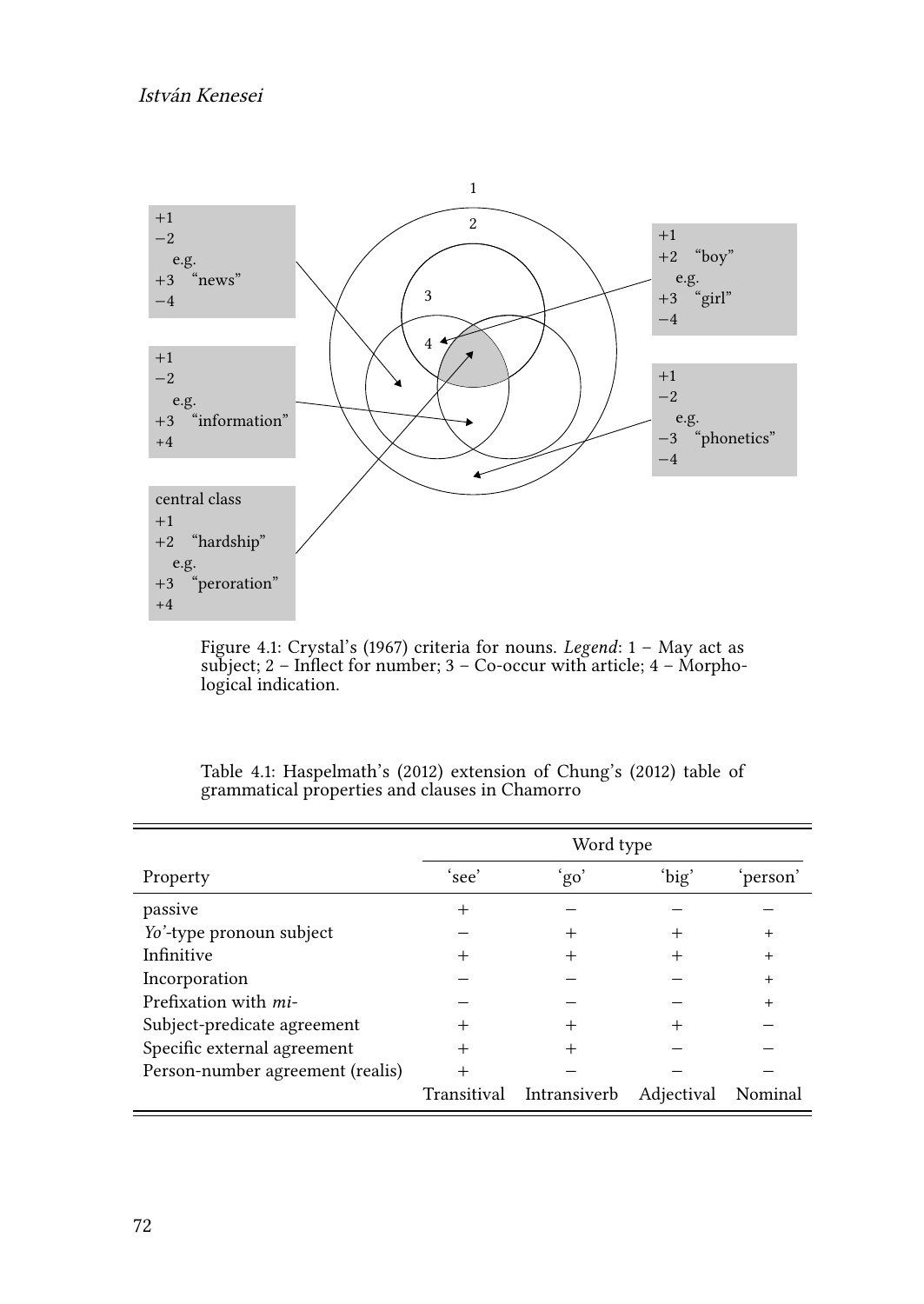1

2

3

4

+1
−2
e.g.
+3 "news"
−4

+1
−2
e.g.
+3 "information"
+4

central class
+1
+2 "hardship"
e.g.
+3 "peroration"
+4

+1
+2 "boy"
e.g.
+3 "girl"
−4

+1
−2
e.g.
−3 "phonetics"
−4

Figure 4.1: Crystal's (1967) criteria for nouns. *Legend*: 1 – May act as subject; 2 – Inflect for number; 3 – Co-occur with article; 4 – Morphological indication.

Table 4.1: Haspelmath's (2012) extension of Chung's (2012) table of grammatical properties and clauses in Chamorro

| | Word type | | | |
|---|---|---|---|---|
| Property | 'see' | 'go' | 'big' | 'person' |
| passive | + | − | − | − |
| *Yo'*-type pronoun subject | − | + | + | + |
| Infinitive | + | + | + | + |
| Incorporation | − | − | − | + |
| Prefixation with *mi-* | − | − | − | + |
| Subject-predicate agreement | + | + | + | − |
| Specific external agreement | + | + | − | − |
| Person-number agreement (realis) | + | − | − | − |
| | Transitival | Intransiverb | Adjectival | Nominal |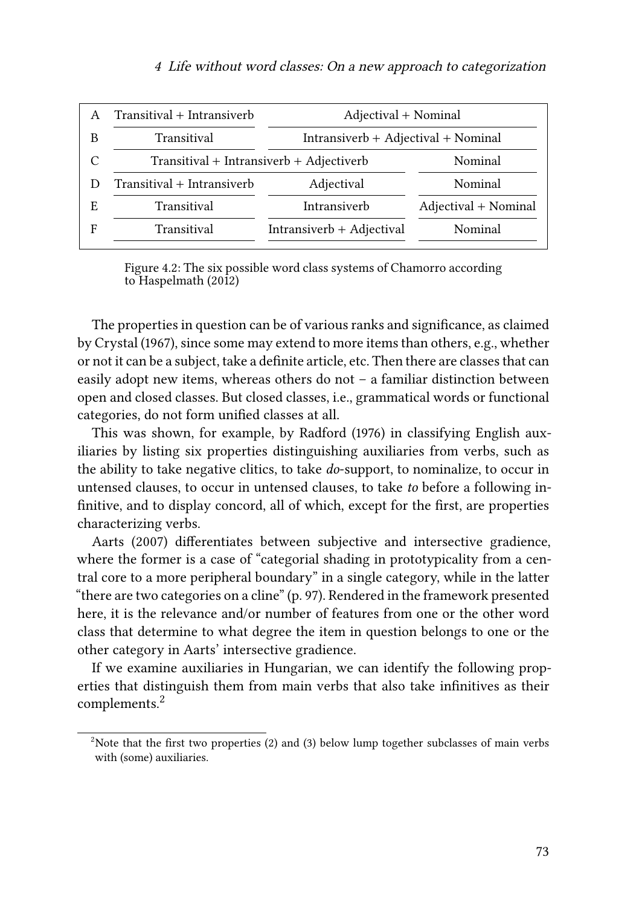| | | | |
|---|---|---|---|
| A | Transitival + Intransiverb | Adjectival + Nominal | |
| B | Transitival | Intransiverb + Adjectival + Nominal | |
| C | Transitival + Intransiverb + Adjectiverb | | Nominal |
| D | Transitival + Intransiverb | Adjectival | Nominal |
| E | Transitival | Intransiverb | Adjectival + Nominal |
| F | Transitival | Intransiverb + Adjectival | Nominal |

Figure 4.2: The six possible word class systems of Chamorro according to Haspelmath (2012)

The properties in question can be of various ranks and significance, as claimed by Crystal (1967), since some may extend to more items than others, e.g., whether or not it can be a subject, take a definite article, etc. Then there are classes that can easily adopt new items, whereas others do not – a familiar distinction between open and closed classes. But closed classes, i.e., grammatical words or functional categories, do not form unified classes at all.

This was shown, for example, by Radford (1976) in classifying English auxiliaries by listing six properties distinguishing auxiliaries from verbs, such as the ability to take negative clitics, to take *do*-support, to nominalize, to occur in untensed clauses, to occur in untensed clauses, to take *to* before a following infinitive, and to display concord, all of which, except for the first, are properties characterizing verbs.

Aarts (2007) differentiates between subjective and intersective gradience, where the former is a case of "categorial shading in prototypicality from a central core to a more peripheral boundary" in a single category, while in the latter "there are two categories on a cline" (p. 97). Rendered in the framework presented here, it is the relevance and/or number of features from one or the other word class that determine to what degree the item in question belongs to one or the other category in Aarts' intersective gradience.

If we examine auxiliaries in Hungarian, we can identify the following properties that distinguish them from main verbs that also take infinitives as their complements.[2]

[2]Note that the first two properties (2) and (3) below lump together subclasses of main verbs with (some) auxiliaries.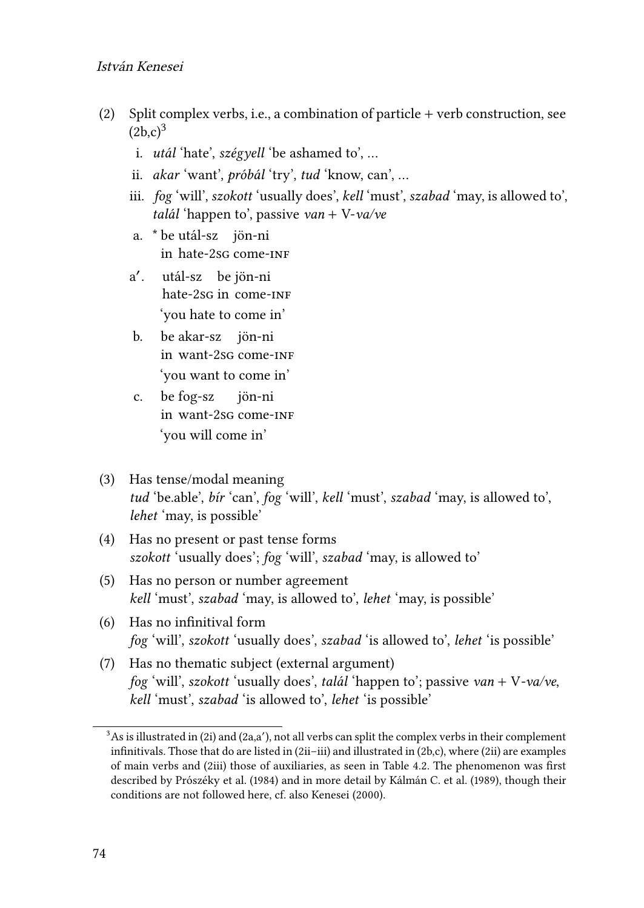(2) Split complex verbs, i.e., a combination of particle + verb construction, see (2b,c)[3]

   i. *utál* 'hate', *szégyell* 'be ashamed to', …
   ii. *akar* 'want', *próbál* 'try', *tud* 'know, can', …
   iii. *fog* 'will', *szokott* 'usually does', *kell* 'must', *szabad* 'may, is allowed to', *talál* 'happen to', passive *van* + V-*va/ve*

   a. \* be utál-sz jön-ni
      in hate-2SG come-INF

   a′. utál-sz be jön-ni
      hate-2SG in come-INF
      'you hate to come in'

   b. be akar-sz jön-ni
      in want-2SG come-INF
      'you want to come in'

   c. be fog-sz jön-ni
      in want-2SG come-INF
      'you will come in'

(3) Has tense/modal meaning
   *tud* 'be.able', *bír* 'can', *fog* 'will', *kell* 'must', *szabad* 'may, is allowed to', *lehet* 'may, is possible'

(4) Has no present or past tense forms
   *szokott* 'usually does'; *fog* 'will', *szabad* 'may, is allowed to'

(5) Has no person or number agreement
   *kell* 'must', *szabad* 'may, is allowed to', *lehet* 'may, is possible'

(6) Has no infinitival form
   *fog* 'will', *szokott* 'usually does', *szabad* 'is allowed to', *lehet* 'is possible'

(7) Has no thematic subject (external argument)
   *fog* 'will', *szokott* 'usually does', *talál* 'happen to'; passive *van* + V-*va/ve*, *kell* 'must', *szabad* 'is allowed to', *lehet* 'is possible'

---

[3] As is illustrated in (2i) and (2a,a′), not all verbs can split the complex verbs in their complement infinitivals. Those that do are listed in (2ii–iii) and illustrated in (2b,c), where (2ii) are examples of main verbs and (2iii) those of auxiliaries, as seen in Table 4.2. The phenomenon was first described by Prószéky et al. (1984) and in more detail by Kálmán C. et al. (1989), though their conditions are not followed here, cf. also Kenesei (2000).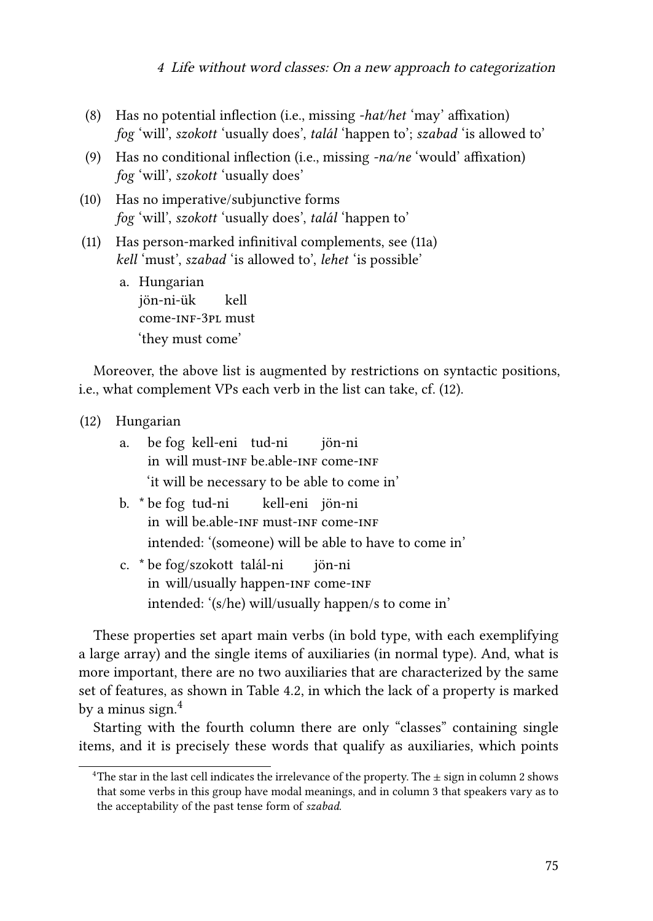(8) Has no potential inflection (i.e., missing *-hat/het* 'may' affixation)
*fog* 'will', *szokott* 'usually does', *talál* 'happen to'; *szabad* 'is allowed to'

(9) Has no conditional inflection (i.e., missing *-na/ne* 'would' affixation)
*fog* 'will', *szokott* 'usually does'

(10) Has no imperative/subjunctive forms
*fog* 'will', *szokott* 'usually does', *talál* 'happen to'

(11) Has person-marked infinitival complements, see (11a)
*kell* 'must', *szabad* 'is allowed to', *lehet* 'is possible'

a. Hungarian
jön-ni-ük kell
come-INF-3PL must
'they must come'

Moreover, the above list is augmented by restrictions on syntactic positions, i.e., what complement VPs each verb in the list can take, cf. (12).

(12) Hungarian

a. be fog kell-eni tud-ni jön-ni
in will must-INF be.able-INF come-INF
'it will be necessary to be able to come in'

b. * be fog tud-ni kell-eni jön-ni
in will be.able-INF must-INF come-INF
intended: '(someone) will be able to have to come in'

c. * be fog/szokott talál-ni jön-ni
in will/usually happen-INF come-INF
intended: '(s/he) will/usually happen/s to come in'

These properties set apart main verbs (in bold type, with each exemplifying a large array) and the single items of auxiliaries (in normal type). And, what is more important, there are no two auxiliaries that are characterized by the same set of features, as shown in Table 4.2, in which the lack of a property is marked by a minus sign.[4]

Starting with the fourth column there are only "classes" containing single items, and it is precisely these words that qualify as auxiliaries, which points

[4]The star in the last cell indicates the irrelevance of the property. The ± sign in column 2 shows that some verbs in this group have modal meanings, and in column 3 that speakers vary as to the acceptability of the past tense form of *szabad*.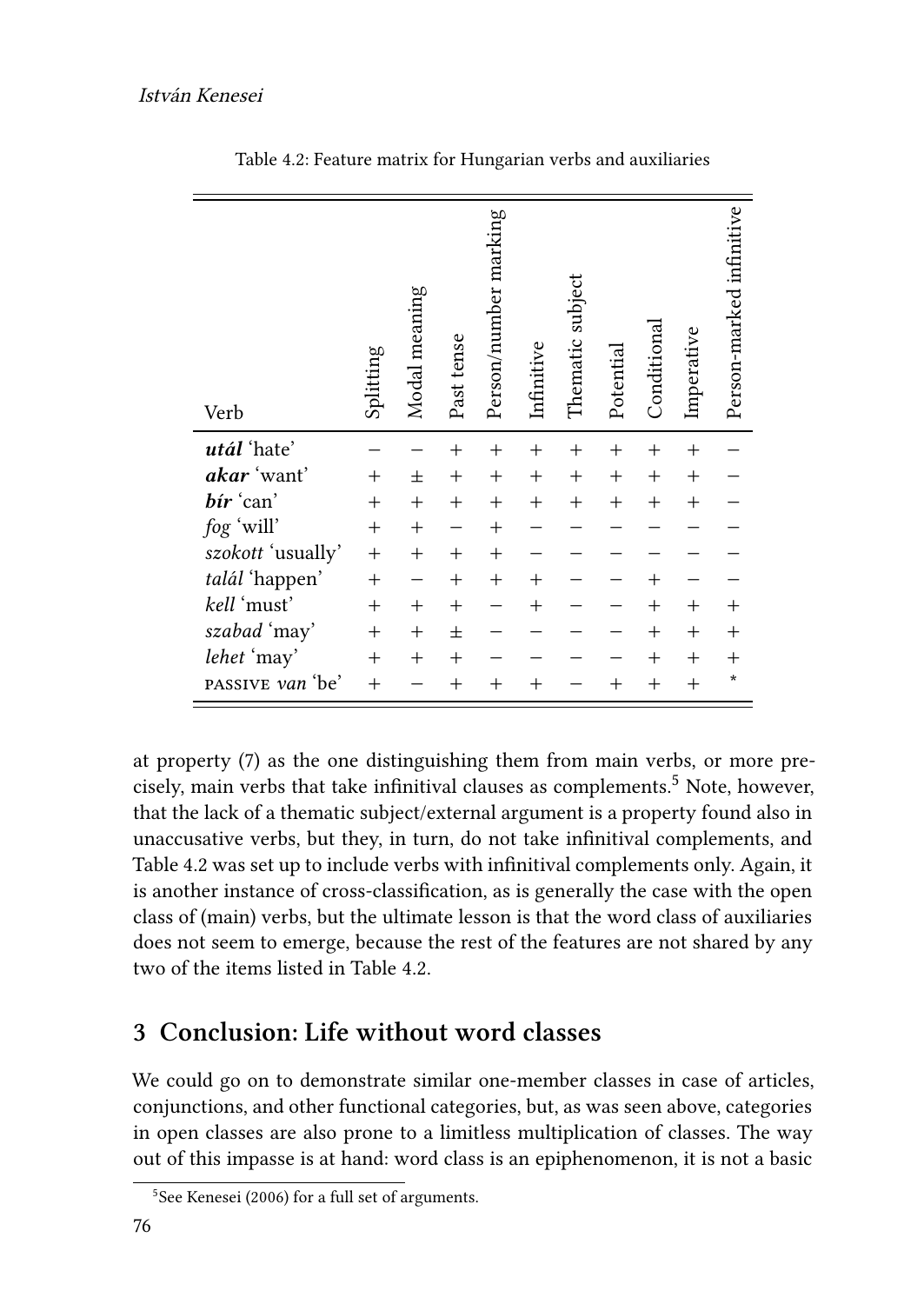Table 4.2: Feature matrix for Hungarian verbs and auxiliaries

| Verb | Splitting | Modal meaning | Past tense | Person/number marking | Infinitive | Thematic subject | Potential | Conditional | Imperative | Person-marked infinitive |
|---|---|---|---|---|---|---|---|---|---|---|
| ***utál*** 'hate' | − | − | + | + | + | + | + | + | + | − |
| ***akar*** 'want' | + | ± | + | + | + | + | + | + | + | − |
| ***bír*** 'can' | + | + | + | + | + | + | + | + | + | − |
| *fog* 'will' | + | + | − | + | − | − | − | − | − | − |
| *szokott* 'usually' | + | + | + | + | − | − | − | − | − | − |
| *talál* 'happen' | + | − | + | + | + | − | − | + | − | − |
| *kell* 'must' | + | + | + | − | + | − | − | + | + | + |
| *szabad* 'may' | + | + | ± | − | − | − | − | + | + | + |
| *lehet* 'may' | + | + | + | − | − | − | − | + | + | + |
| PASSIVE *van* 'be' | + | − | + | + | + | − | + | + | + | * |

at property (7) as the one distinguishing them from main verbs, or more precisely, main verbs that take infinitival clauses as complements.[5] Note, however, that the lack of a thematic subject/external argument is a property found also in unaccusative verbs, but they, in turn, do not take infinitival complements, and Table 4.2 was set up to include verbs with infinitival complements only. Again, it is another instance of cross-classification, as is generally the case with the open class of (main) verbs, but the ultimate lesson is that the word class of auxiliaries does not seem to emerge, because the rest of the features are not shared by any two of the items listed in Table 4.2.

## 3 Conclusion: Life without word classes

We could go on to demonstrate similar one-member classes in case of articles, conjunctions, and other functional categories, but, as was seen above, categories in open classes are also prone to a limitless multiplication of classes. The way out of this impasse is at hand: word class is an epiphenomenon, it is not a basic

[5] See Kenesei (2006) for a full set of arguments.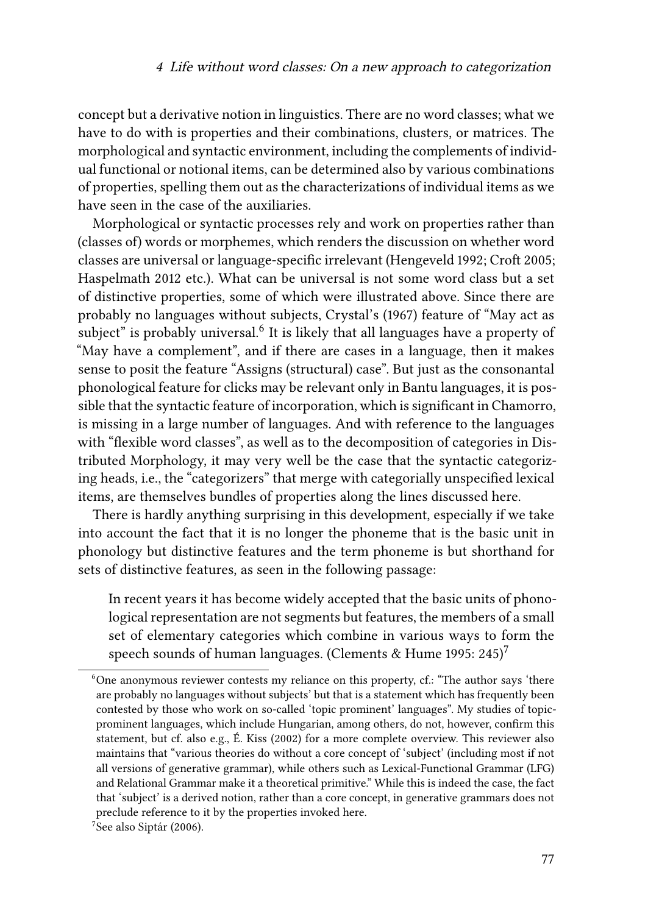concept but a derivative notion in linguistics. There are no word classes; what we have to do with is properties and their combinations, clusters, or matrices. The morphological and syntactic environment, including the complements of individual functional or notional items, can be determined also by various combinations of properties, spelling them out as the characterizations of individual items as we have seen in the case of the auxiliaries.

Morphological or syntactic processes rely and work on properties rather than (classes of) words or morphemes, which renders the discussion on whether word classes are universal or language-specific irrelevant (Hengeveld 1992; Croft 2005; Haspelmath 2012 etc.). What can be universal is not some word class but a set of distinctive properties, some of which were illustrated above. Since there are probably no languages without subjects, Crystal's (1967) feature of "May act as subject" is probably universal.[6] It is likely that all languages have a property of "May have a complement", and if there are cases in a language, then it makes sense to posit the feature "Assigns (structural) case". But just as the consonantal phonological feature for clicks may be relevant only in Bantu languages, it is possible that the syntactic feature of incorporation, which is significant in Chamorro, is missing in a large number of languages. And with reference to the languages with "flexible word classes", as well as to the decomposition of categories in Distributed Morphology, it may very well be the case that the syntactic categorizing heads, i.e., the "categorizers" that merge with categorially unspecified lexical items, are themselves bundles of properties along the lines discussed here.

There is hardly anything surprising in this development, especially if we take into account the fact that it is no longer the phoneme that is the basic unit in phonology but distinctive features and the term phoneme is but shorthand for sets of distinctive features, as seen in the following passage:

> In recent years it has become widely accepted that the basic units of phonological representation are not segments but features, the members of a small set of elementary categories which combine in various ways to form the speech sounds of human languages. (Clements & Hume 1995: 245)[7]

[6] One anonymous reviewer contests my reliance on this property, cf.: "The author says 'there are probably no languages without subjects' but that is a statement which has frequently been contested by those who work on so-called 'topic prominent' languages". My studies of topic-prominent languages, which include Hungarian, among others, do not, however, confirm this statement, but cf. also e.g., É. Kiss (2002) for a more complete overview. This reviewer also maintains that "various theories do without a core concept of 'subject' (including most if not all versions of generative grammar), while others such as Lexical-Functional Grammar (LFG) and Relational Grammar make it a theoretical primitive." While this is indeed the case, the fact that 'subject' is a derived notion, rather than a core concept, in generative grammars does not preclude reference to it by the properties invoked here.

[7] See also Siptár (2006).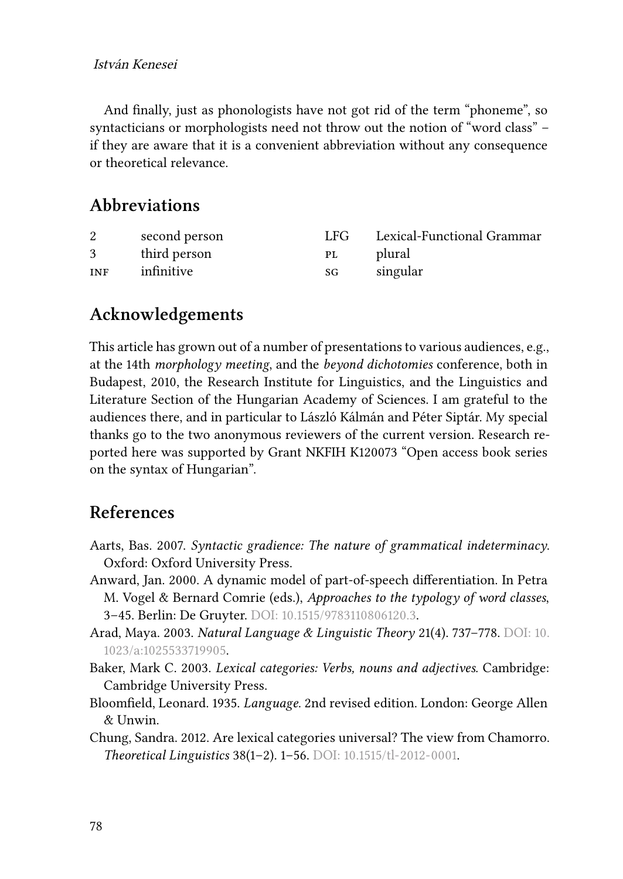And finally, just as phonologists have not got rid of the term “phoneme”, so syntacticians or morphologists need not throw out the notion of “word class” – if they are aware that it is a convenient abbreviation without any consequence or theoretical relevance.

## Abbreviations

| | | | |
|---|---|---|---|
| 2 | second person | LFG | Lexical-Functional Grammar |
| 3 | third person | PL | plural |
| INF | infinitive | SG | singular |

## Acknowledgements

This article has grown out of a number of presentations to various audiences, e.g., at the 14th *morphology meeting*, and the *beyond dichotomies* conference, both in Budapest, 2010, the Research Institute for Linguistics, and the Linguistics and Literature Section of the Hungarian Academy of Sciences. I am grateful to the audiences there, and in particular to László Kálmán and Péter Siptár. My special thanks go to the two anonymous reviewers of the current version. Research reported here was supported by Grant NKFIH K120073 “Open access book series on the syntax of Hungarian”.

## References

Aarts, Bas. 2007. *Syntactic gradience: The nature of grammatical indeterminacy*. Oxford: Oxford University Press.

Anward, Jan. 2000. A dynamic model of part-of-speech differentiation. In Petra M. Vogel & Bernard Comrie (eds.), *Approaches to the typology of word classes*, 3–45. Berlin: De Gruyter. DOI: 10.1515/9783110806120.3.

Arad, Maya. 2003. *Natural Language & Linguistic Theory* 21(4). 737–778. DOI: 10.1023/a:1025533719905.

Baker, Mark C. 2003. *Lexical categories: Verbs, nouns and adjectives*. Cambridge: Cambridge University Press.

Bloomfield, Leonard. 1935. *Language*. 2nd revised edition. London: George Allen & Unwin.

Chung, Sandra. 2012. Are lexical categories universal? The view from Chamorro. *Theoretical Linguistics* 38(1–2). 1–56. DOI: 10.1515/tl-2012-0001.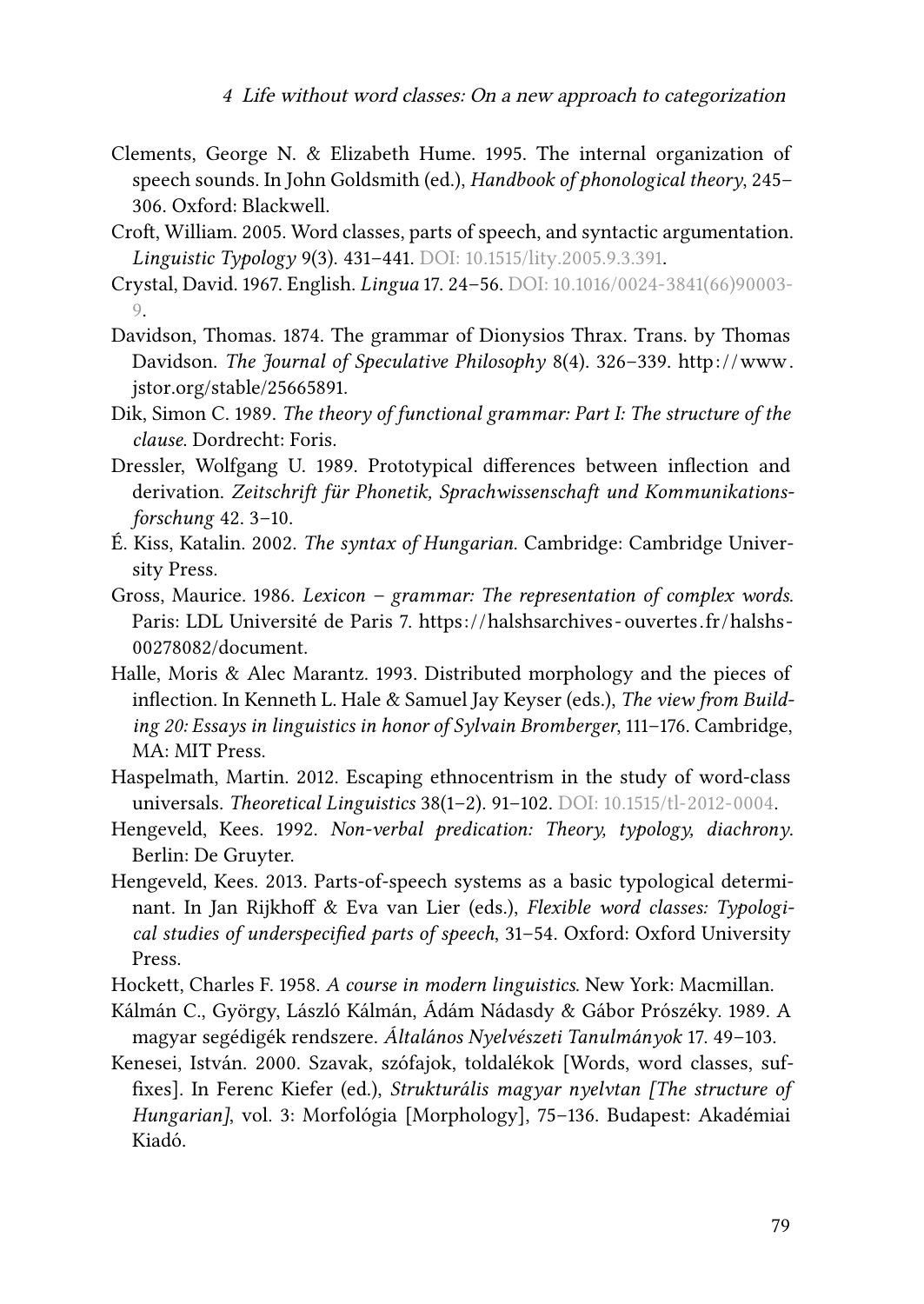Clements, George N. & Elizabeth Hume. 1995. The internal organization of speech sounds. In John Goldsmith (ed.), *Handbook of phonological theory*, 245–306. Oxford: Blackwell.

Croft, William. 2005. Word classes, parts of speech, and syntactic argumentation. *Linguistic Typology* 9(3). 431–441. DOI: 10.1515/lity.2005.9.3.391.

Crystal, David. 1967. English. *Lingua* 17. 24–56. DOI: 10.1016/0024-3841(66)90003-9.

Davidson, Thomas. 1874. The grammar of Dionysios Thrax. Trans. by Thomas Davidson. *The Journal of Speculative Philosophy* 8(4). 326–339. http://www.jstor.org/stable/25665891.

Dik, Simon C. 1989. *The theory of functional grammar: Part I: The structure of the clause*. Dordrecht: Foris.

Dressler, Wolfgang U. 1989. Prototypical differences between inflection and derivation. *Zeitschrift für Phonetik, Sprachwissenschaft und Kommunikationsforschung* 42. 3–10.

É. Kiss, Katalin. 2002. *The syntax of Hungarian*. Cambridge: Cambridge University Press.

Gross, Maurice. 1986. *Lexicon – grammar: The representation of complex words*. Paris: LDL Université de Paris 7. https://halshsarchives-ouvertes.fr/halshs-00278082/document.

Halle, Moris & Alec Marantz. 1993. Distributed morphology and the pieces of inflection. In Kenneth L. Hale & Samuel Jay Keyser (eds.), *The view from Building 20: Essays in linguistics in honor of Sylvain Bromberger*, 111–176. Cambridge, MA: MIT Press.

Haspelmath, Martin. 2012. Escaping ethnocentrism in the study of word-class universals. *Theoretical Linguistics* 38(1–2). 91–102. DOI: 10.1515/tl-2012-0004.

Hengeveld, Kees. 1992. *Non-verbal predication: Theory, typology, diachrony*. Berlin: De Gruyter.

Hengeveld, Kees. 2013. Parts-of-speech systems as a basic typological determinant. In Jan Rijkhoff & Eva van Lier (eds.), *Flexible word classes: Typological studies of underspecified parts of speech*, 31–54. Oxford: Oxford University Press.

Hockett, Charles F. 1958. *A course in modern linguistics*. New York: Macmillan.

Kálmán C., György, László Kálmán, Ádám Nádasdy & Gábor Prószéky. 1989. A magyar segédigék rendszere. *Általános Nyelvészeti Tanulmányok* 17. 49–103.

Kenesei, István. 2000. Szavak, szófajok, toldalékok [Words, word classes, suffixes]. In Ferenc Kiefer (ed.), *Strukturális magyar nyelvtan [The structure of Hungarian]*, vol. 3: Morfológia [Morphology], 75–136. Budapest: Akadémiai Kiadó.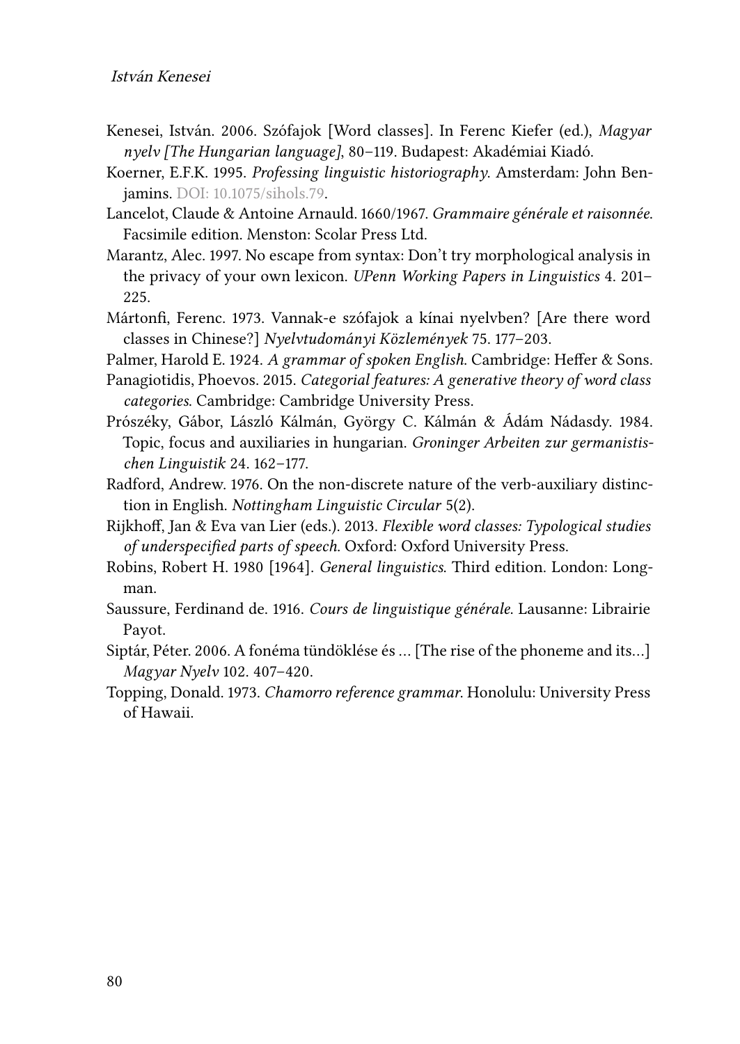Kenesei, István. 2006. Szófajok [Word classes]. In Ferenc Kiefer (ed.), *Magyar nyelv [The Hungarian language]*, 80–119. Budapest: Akadémiai Kiadó.

Koerner, E.F.K. 1995. *Professing linguistic historiography*. Amsterdam: John Benjamins. DOI: 10.1075/sihols.79.

Lancelot, Claude & Antoine Arnauld. 1660/1967. *Grammaire générale et raisonnée*. Facsimile edition. Menston: Scolar Press Ltd.

Marantz, Alec. 1997. No escape from syntax: Don't try morphological analysis in the privacy of your own lexicon. *UPenn Working Papers in Linguistics* 4. 201–225.

Mártonfi, Ferenc. 1973. Vannak-e szófajok a kínai nyelvben? [Are there word classes in Chinese?] *Nyelvtudományi Közlemények* 75. 177–203.

Palmer, Harold E. 1924. *A grammar of spoken English*. Cambridge: Heffer & Sons.

Panagiotidis, Phoevos. 2015. *Categorial features: A generative theory of word class categories*. Cambridge: Cambridge University Press.

Prószéky, Gábor, László Kálmán, György C. Kálmán & Ádám Nádasdy. 1984. Topic, focus and auxiliaries in hungarian. *Groninger Arbeiten zur germanistischen Linguistik* 24. 162–177.

Radford, Andrew. 1976. On the non-discrete nature of the verb-auxiliary distinction in English. *Nottingham Linguistic Circular* 5(2).

Rijkhoff, Jan & Eva van Lier (eds.). 2013. *Flexible word classes: Typological studies of underspecified parts of speech*. Oxford: Oxford University Press.

Robins, Robert H. 1980 [1964]. *General linguistics*. Third edition. London: Longman.

Saussure, Ferdinand de. 1916. *Cours de linguistique générale*. Lausanne: Librairie Payot.

Siptár, Péter. 2006. A fonéma tündöklése és … [The rise of the phoneme and its…] *Magyar Nyelv* 102. 407–420.

Topping, Donald. 1973. *Chamorro reference grammar*. Honolulu: University Press of Hawaii.